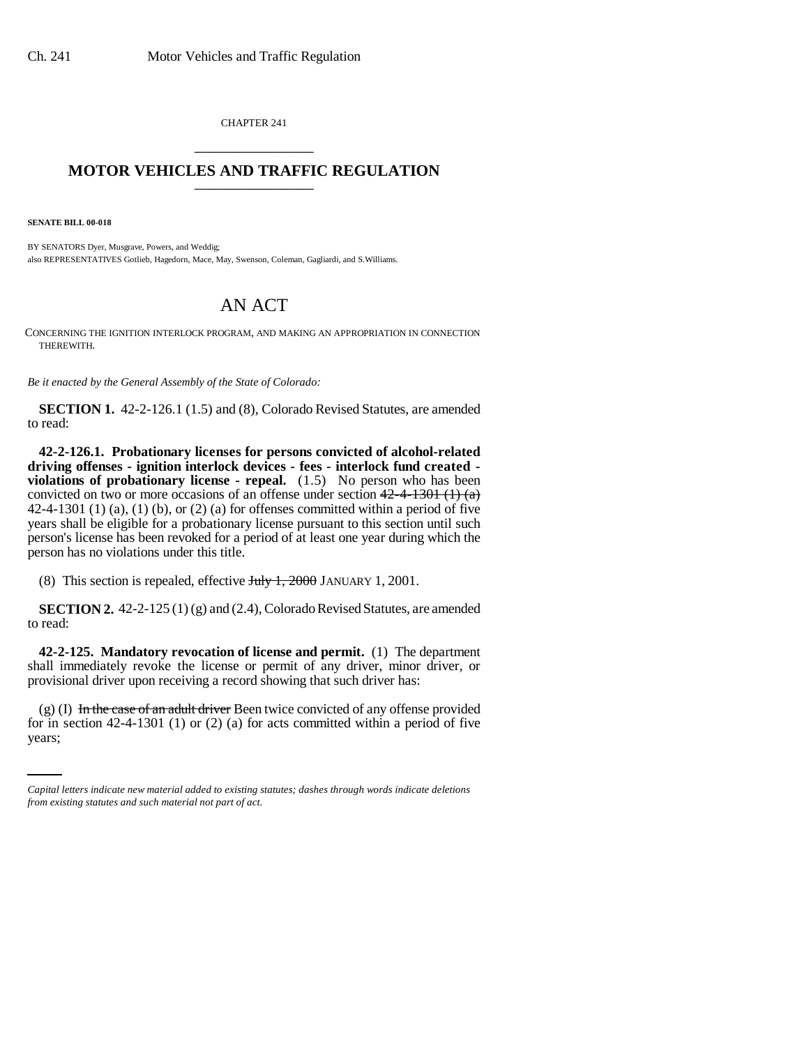CHAPTER 241

# MOTOR VEHICLES AND TRAFFIC REGULATION

**SENATE BILL 00-018**

BY SENATORS Dyer, Musgrave, Powers, and Weddig;
also REPRESENTATIVES Gotlieb, Hagedorn, Mace, May, Swenson, Coleman, Gagliardi, and S.Williams.

# AN ACT

CONCERNING THE IGNITION INTERLOCK PROGRAM, AND MAKING AN APPROPRIATION IN CONNECTION THEREWITH.

*Be it enacted by the General Assembly of the State of Colorado:*

**SECTION 1.** 42-2-126.1 (1.5) and (8), Colorado Revised Statutes, are amended to read:

**42-2-126.1. Probationary licenses for persons convicted of alcohol-related driving offenses - ignition interlock devices - fees - interlock fund created - violations of probationary license - repeal.** (1.5) No person who has been convicted on two or more occasions of an offense under section ~~42-4-1301 (1) (a)~~ 42-4-1301 (1) (a), (1) (b), or (2) (a) for offenses committed within a period of five years shall be eligible for a probationary license pursuant to this section until such person's license has been revoked for a period of at least one year during which the person has no violations under this title.

(8) This section is repealed, effective ~~July 1, 2000~~ JANUARY 1, 2001.

**SECTION 2.** 42-2-125 (1) (g) and (2.4), Colorado Revised Statutes, are amended to read:

**42-2-125. Mandatory revocation of license and permit.** (1) The department shall immediately revoke the license or permit of any driver, minor driver, or provisional driver upon receiving a record showing that such driver has:

(g) (I) ~~In the case of an adult driver~~ Been twice convicted of any offense provided for in section 42-4-1301 (1) or (2) (a) for acts committed within a period of five years;

*Capital letters indicate new material added to existing statutes; dashes through words indicate deletions from existing statutes and such material not part of act.*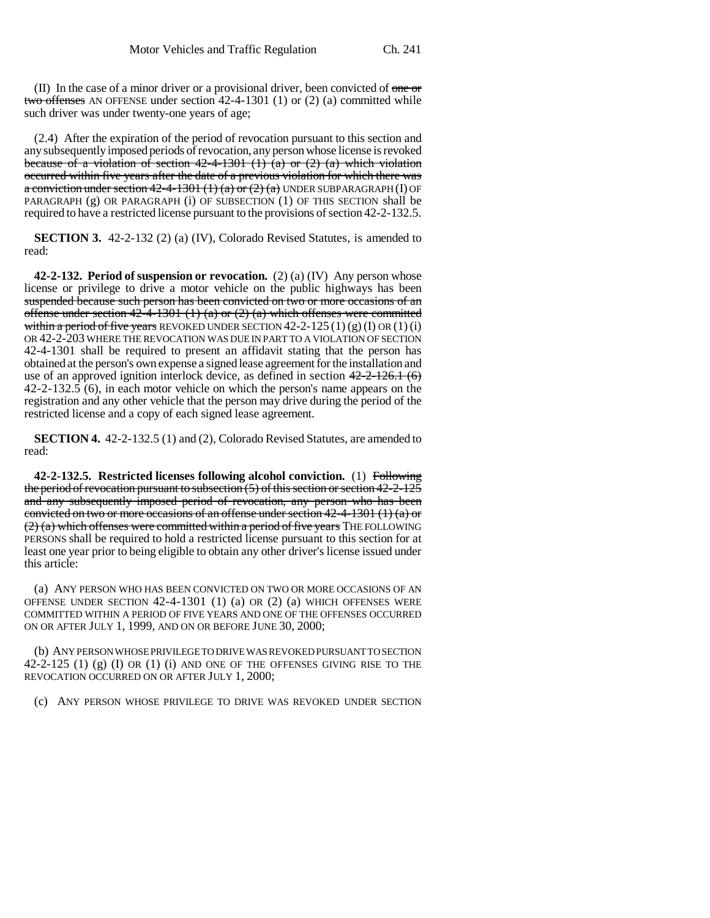(II) In the case of a minor driver or a provisional driver, been convicted of ~~one or two offenses~~ AN OFFENSE under section 42-4-1301 (1) or (2) (a) committed while such driver was under twenty-one years of age;

(2.4) After the expiration of the period of revocation pursuant to this section and any subsequently imposed periods of revocation, any person whose license is revoked ~~because of a violation of section 42-4-1301 (1) (a) or (2) (a) which violation occurred within five years after the date of a previous violation for which there was a conviction under section 42-4-1301 (1) (a) or (2) (a)~~ UNDER SUBPARAGRAPH (I) OF PARAGRAPH (g) OR PARAGRAPH (i) OF SUBSECTION (1) OF THIS SECTION shall be required to have a restricted license pursuant to the provisions of section 42-2-132.5.

**SECTION 3.** 42-2-132 (2) (a) (IV), Colorado Revised Statutes, is amended to read:

**42-2-132. Period of suspension or revocation.** (2) (a) (IV) Any person whose license or privilege to drive a motor vehicle on the public highways has been ~~suspended because such person has been convicted on two or more occasions of an offense under section 42-4-1301 (1) (a) or (2) (a) which offenses were committed within a period of five years~~ REVOKED UNDER SECTION 42-2-125 (1) (g) (I) OR (1) (i) OR 42-2-203 WHERE THE REVOCATION WAS DUE IN PART TO A VIOLATION OF SECTION 42-4-1301 shall be required to present an affidavit stating that the person has obtained at the person's own expense a signed lease agreement for the installation and use of an approved ignition interlock device, as defined in section ~~42-2-126.1 (6)~~ 42-2-132.5 (6), in each motor vehicle on which the person's name appears on the registration and any other vehicle that the person may drive during the period of the restricted license and a copy of each signed lease agreement.

**SECTION 4.** 42-2-132.5 (1) and (2), Colorado Revised Statutes, are amended to read:

**42-2-132.5. Restricted licenses following alcohol conviction.** (1) ~~Following the period of revocation pursuant to subsection (5) of this section or section 42-2-125 and any subsequently imposed period of revocation, any person who has been convicted on two or more occasions of an offense under section 42-4-1301 (1) (a) or (2) (a) which offenses were committed within a period of five years~~ THE FOLLOWING PERSONS shall be required to hold a restricted license pursuant to this section for at least one year prior to being eligible to obtain any other driver's license issued under this article:

(a) ANY PERSON WHO HAS BEEN CONVICTED ON TWO OR MORE OCCASIONS OF AN OFFENSE UNDER SECTION 42-4-1301 (1) (a) OR (2) (a) WHICH OFFENSES WERE COMMITTED WITHIN A PERIOD OF FIVE YEARS AND ONE OF THE OFFENSES OCCURRED ON OR AFTER JULY 1, 1999, AND ON OR BEFORE JUNE 30, 2000;

(b) ANY PERSON WHOSE PRIVILEGE TO DRIVE WAS REVOKED PURSUANT TO SECTION 42-2-125 (1) (g) (I) OR (1) (i) AND ONE OF THE OFFENSES GIVING RISE TO THE REVOCATION OCCURRED ON OR AFTER JULY 1, 2000;

(c) ANY PERSON WHOSE PRIVILEGE TO DRIVE WAS REVOKED UNDER SECTION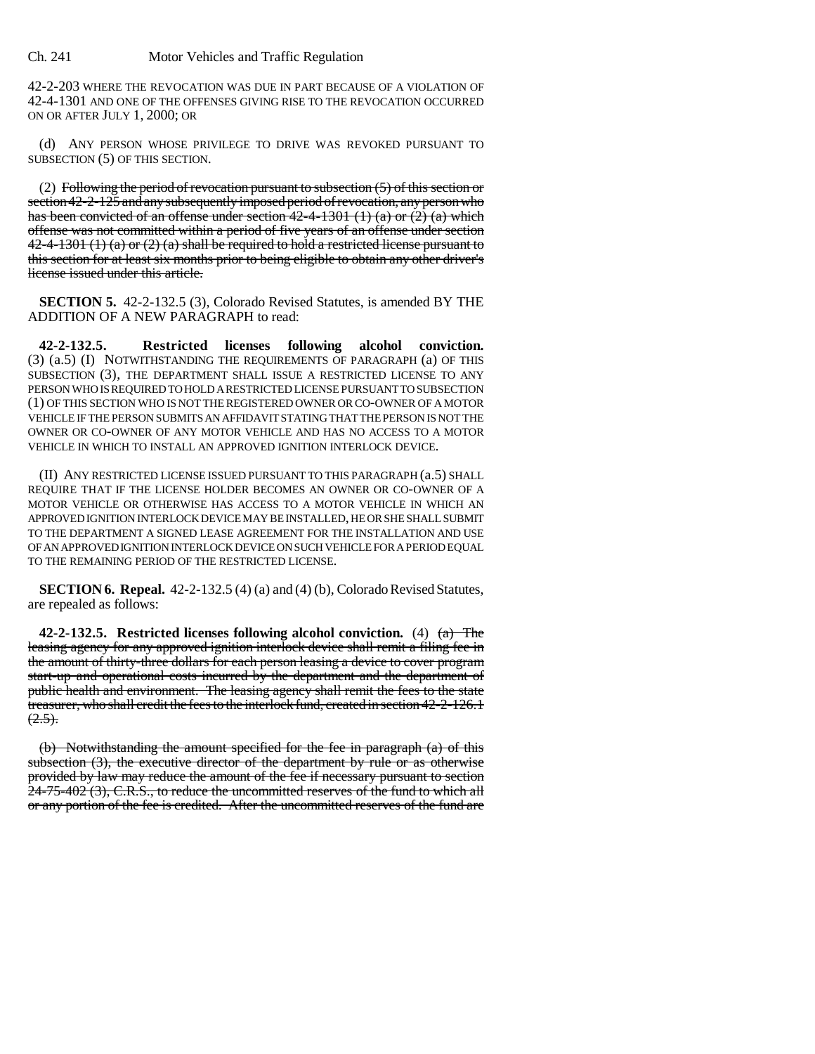42-2-203 WHERE THE REVOCATION WAS DUE IN PART BECAUSE OF A VIOLATION OF 42-4-1301 AND ONE OF THE OFFENSES GIVING RISE TO THE REVOCATION OCCURRED ON OR AFTER JULY 1, 2000; OR

(d) ANY PERSON WHOSE PRIVILEGE TO DRIVE WAS REVOKED PURSUANT TO SUBSECTION (5) OF THIS SECTION.

(2) ~~Following the period of revocation pursuant to subsection (5) of this section or section 42-2-125 and any subsequently imposed period of revocation, any person who has been convicted of an offense under section 42-4-1301 (1) (a) or (2) (a) which offense was not committed within a period of five years of an offense under section 42-4-1301 (1) (a) or (2) (a) shall be required to hold a restricted license pursuant to this section for at least six months prior to being eligible to obtain any other driver's license issued under this article.~~

**SECTION 5.** 42-2-132.5 (3), Colorado Revised Statutes, is amended BY THE ADDITION OF A NEW PARAGRAPH to read:

**42-2-132.5. Restricted licenses following alcohol conviction.** (3) (a.5) (I) NOTWITHSTANDING THE REQUIREMENTS OF PARAGRAPH (a) OF THIS SUBSECTION (3), THE DEPARTMENT SHALL ISSUE A RESTRICTED LICENSE TO ANY PERSON WHO IS REQUIRED TO HOLD A RESTRICTED LICENSE PURSUANT TO SUBSECTION (1) OF THIS SECTION WHO IS NOT THE REGISTERED OWNER OR CO-OWNER OF A MOTOR VEHICLE IF THE PERSON SUBMITS AN AFFIDAVIT STATING THAT THE PERSON IS NOT THE OWNER OR CO-OWNER OF ANY MOTOR VEHICLE AND HAS NO ACCESS TO A MOTOR VEHICLE IN WHICH TO INSTALL AN APPROVED IGNITION INTERLOCK DEVICE.

(II) ANY RESTRICTED LICENSE ISSUED PURSUANT TO THIS PARAGRAPH (a.5) SHALL REQUIRE THAT IF THE LICENSE HOLDER BECOMES AN OWNER OR CO-OWNER OF A MOTOR VEHICLE OR OTHERWISE HAS ACCESS TO A MOTOR VEHICLE IN WHICH AN APPROVED IGNITION INTERLOCK DEVICE MAY BE INSTALLED, HE OR SHE SHALL SUBMIT TO THE DEPARTMENT A SIGNED LEASE AGREEMENT FOR THE INSTALLATION AND USE OF AN APPROVED IGNITION INTERLOCK DEVICE ON SUCH VEHICLE FOR A PERIOD EQUAL TO THE REMAINING PERIOD OF THE RESTRICTED LICENSE.

**SECTION 6. Repeal.** 42-2-132.5 (4) (a) and (4) (b), Colorado Revised Statutes, are repealed as follows:

**42-2-132.5. Restricted licenses following alcohol conviction.** (4) ~~(a) The leasing agency for any approved ignition interlock device shall remit a filing fee in the amount of thirty-three dollars for each person leasing a device to cover program start-up and operational costs incurred by the department and the department of public health and environment. The leasing agency shall remit the fees to the state treasurer, who shall credit the fees to the interlock fund, created in section 42-2-126.1 (2.5).~~

~~(b) Notwithstanding the amount specified for the fee in paragraph (a) of this subsection (3), the executive director of the department by rule or as otherwise provided by law may reduce the amount of the fee if necessary pursuant to section 24-75-402 (3), C.R.S., to reduce the uncommitted reserves of the fund to which all or any portion of the fee is credited. After the uncommitted reserves of the fund are~~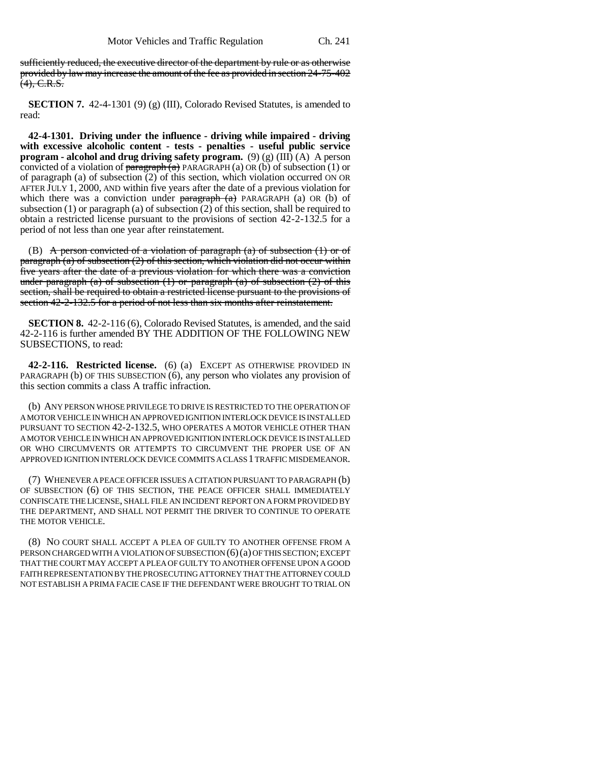sufficiently reduced, the executive director of the department by rule or as otherwise provided by law may increase the amount of the fee as provided in section 24-75-402 (4), C.R.S.

**SECTION 7.** 42-4-1301 (9) (g) (III), Colorado Revised Statutes, is amended to read:

**42-4-1301. Driving under the influence - driving while impaired - driving with excessive alcoholic content - tests - penalties - useful public service program - alcohol and drug driving safety program.** (9) (g) (III) (A) A person convicted of a violation of paragraph (a) PARAGRAPH (a) OR (b) of subsection (1) or of paragraph (a) of subsection (2) of this section, which violation occurred ON OR AFTER JULY 1, 2000, AND within five years after the date of a previous violation for which there was a conviction under paragraph (a) PARAGRAPH (a) OR (b) of subsection (1) or paragraph (a) of subsection (2) of this section, shall be required to obtain a restricted license pursuant to the provisions of section 42-2-132.5 for a period of not less than one year after reinstatement.

(B) A person convicted of a violation of paragraph (a) of subsection (1) or of paragraph (a) of subsection (2) of this section, which violation did not occur within five years after the date of a previous violation for which there was a conviction under paragraph (a) of subsection (1) or paragraph (a) of subsection (2) of this section, shall be required to obtain a restricted license pursuant to the provisions of section 42-2-132.5 for a period of not less than six months after reinstatement.

**SECTION 8.** 42-2-116 (6), Colorado Revised Statutes, is amended, and the said 42-2-116 is further amended BY THE ADDITION OF THE FOLLOWING NEW SUBSECTIONS, to read:

**42-2-116. Restricted license.** (6) (a) EXCEPT AS OTHERWISE PROVIDED IN PARAGRAPH (b) OF THIS SUBSECTION (6), any person who violates any provision of this section commits a class A traffic infraction.

(b) ANY PERSON WHOSE PRIVILEGE TO DRIVE IS RESTRICTED TO THE OPERATION OF A MOTOR VEHICLE IN WHICH AN APPROVED IGNITION INTERLOCK DEVICE IS INSTALLED PURSUANT TO SECTION 42-2-132.5, WHO OPERATES A MOTOR VEHICLE OTHER THAN A MOTOR VEHICLE IN WHICH AN APPROVED IGNITION INTERLOCK DEVICE IS INSTALLED OR WHO CIRCUMVENTS OR ATTEMPTS TO CIRCUMVENT THE PROPER USE OF AN APPROVED IGNITION INTERLOCK DEVICE COMMITS A CLASS 1 TRAFFIC MISDEMEANOR.

(7) WHENEVER A PEACE OFFICER ISSUES A CITATION PURSUANT TO PARAGRAPH (b) OF SUBSECTION (6) OF THIS SECTION, THE PEACE OFFICER SHALL IMMEDIATELY CONFISCATE THE LICENSE, SHALL FILE AN INCIDENT REPORT ON A FORM PROVIDED BY THE DEPARTMENT, AND SHALL NOT PERMIT THE DRIVER TO CONTINUE TO OPERATE THE MOTOR VEHICLE.

(8) NO COURT SHALL ACCEPT A PLEA OF GUILTY TO ANOTHER OFFENSE FROM A PERSON CHARGED WITH A VIOLATION OF SUBSECTION (6) (a) OF THIS SECTION; EXCEPT THAT THE COURT MAY ACCEPT A PLEA OF GUILTY TO ANOTHER OFFENSE UPON A GOOD FAITH REPRESENTATION BY THE PROSECUTING ATTORNEY THAT THE ATTORNEY COULD NOT ESTABLISH A PRIMA FACIE CASE IF THE DEFENDANT WERE BROUGHT TO TRIAL ON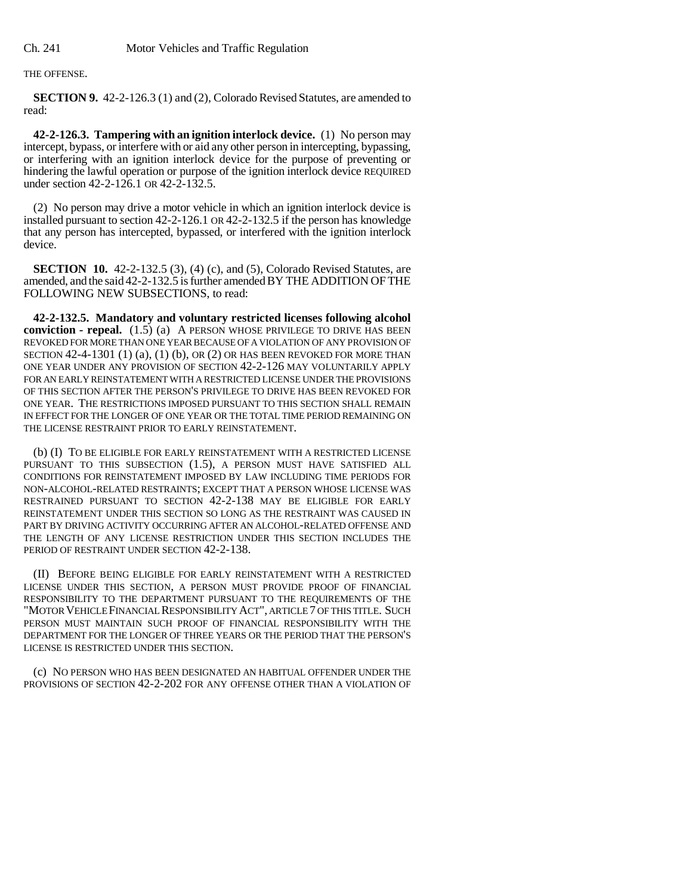THE OFFENSE.

**SECTION 9.** 42-2-126.3 (1) and (2), Colorado Revised Statutes, are amended to read:

**42-2-126.3. Tampering with an ignition interlock device.** (1) No person may intercept, bypass, or interfere with or aid any other person in intercepting, bypassing, or interfering with an ignition interlock device for the purpose of preventing or hindering the lawful operation or purpose of the ignition interlock device REQUIRED under section 42-2-126.1 OR 42-2-132.5.

(2) No person may drive a motor vehicle in which an ignition interlock device is installed pursuant to section 42-2-126.1 OR 42-2-132.5 if the person has knowledge that any person has intercepted, bypassed, or interfered with the ignition interlock device.

**SECTION 10.** 42-2-132.5 (3), (4) (c), and (5), Colorado Revised Statutes, are amended, and the said 42-2-132.5 is further amended BY THE ADDITION OF THE FOLLOWING NEW SUBSECTIONS, to read:

**42-2-132.5. Mandatory and voluntary restricted licenses following alcohol conviction - repeal.** (1.5) (a) A PERSON WHOSE PRIVILEGE TO DRIVE HAS BEEN REVOKED FOR MORE THAN ONE YEAR BECAUSE OF A VIOLATION OF ANY PROVISION OF SECTION 42-4-1301 (1) (a), (1) (b), OR (2) OR HAS BEEN REVOKED FOR MORE THAN ONE YEAR UNDER ANY PROVISION OF SECTION 42-2-126 MAY VOLUNTARILY APPLY FOR AN EARLY REINSTATEMENT WITH A RESTRICTED LICENSE UNDER THE PROVISIONS OF THIS SECTION AFTER THE PERSON'S PRIVILEGE TO DRIVE HAS BEEN REVOKED FOR ONE YEAR. THE RESTRICTIONS IMPOSED PURSUANT TO THIS SECTION SHALL REMAIN IN EFFECT FOR THE LONGER OF ONE YEAR OR THE TOTAL TIME PERIOD REMAINING ON THE LICENSE RESTRAINT PRIOR TO EARLY REINSTATEMENT.

(b) (I) TO BE ELIGIBLE FOR EARLY REINSTATEMENT WITH A RESTRICTED LICENSE PURSUANT TO THIS SUBSECTION (1.5), A PERSON MUST HAVE SATISFIED ALL CONDITIONS FOR REINSTATEMENT IMPOSED BY LAW INCLUDING TIME PERIODS FOR NON-ALCOHOL-RELATED RESTRAINTS; EXCEPT THAT A PERSON WHOSE LICENSE WAS RESTRAINED PURSUANT TO SECTION 42-2-138 MAY BE ELIGIBLE FOR EARLY REINSTATEMENT UNDER THIS SECTION SO LONG AS THE RESTRAINT WAS CAUSED IN PART BY DRIVING ACTIVITY OCCURRING AFTER AN ALCOHOL-RELATED OFFENSE AND THE LENGTH OF ANY LICENSE RESTRICTION UNDER THIS SECTION INCLUDES THE PERIOD OF RESTRAINT UNDER SECTION 42-2-138.

(II) BEFORE BEING ELIGIBLE FOR EARLY REINSTATEMENT WITH A RESTRICTED LICENSE UNDER THIS SECTION, A PERSON MUST PROVIDE PROOF OF FINANCIAL RESPONSIBILITY TO THE DEPARTMENT PURSUANT TO THE REQUIREMENTS OF THE "MOTOR VEHICLE FINANCIAL RESPONSIBILITY ACT", ARTICLE 7 OF THIS TITLE. SUCH PERSON MUST MAINTAIN SUCH PROOF OF FINANCIAL RESPONSIBILITY WITH THE DEPARTMENT FOR THE LONGER OF THREE YEARS OR THE PERIOD THAT THE PERSON'S LICENSE IS RESTRICTED UNDER THIS SECTION.

(c) NO PERSON WHO HAS BEEN DESIGNATED AN HABITUAL OFFENDER UNDER THE PROVISIONS OF SECTION 42-2-202 FOR ANY OFFENSE OTHER THAN A VIOLATION OF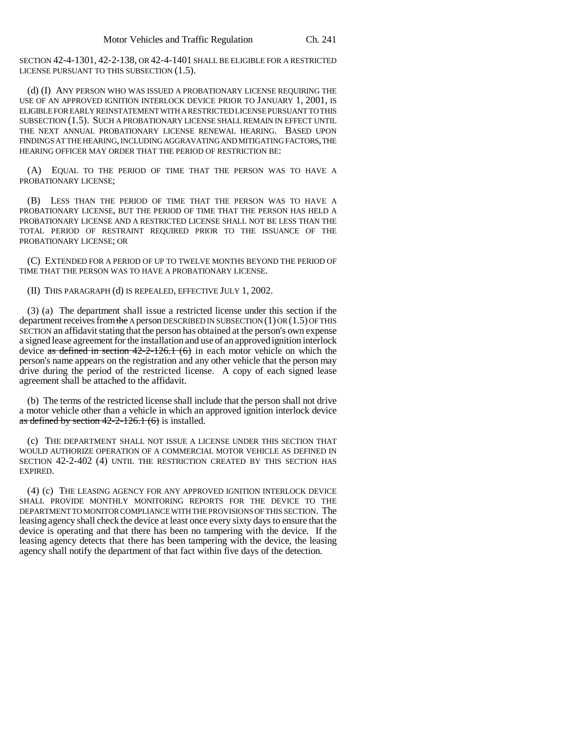SECTION 42-4-1301, 42-2-138, OR 42-4-1401 SHALL BE ELIGIBLE FOR A RESTRICTED LICENSE PURSUANT TO THIS SUBSECTION (1.5).

(d) (I) ANY PERSON WHO WAS ISSUED A PROBATIONARY LICENSE REQUIRING THE USE OF AN APPROVED IGNITION INTERLOCK DEVICE PRIOR TO JANUARY 1, 2001, IS ELIGIBLE FOR EARLY REINSTATEMENT WITH A RESTRICTED LICENSE PURSUANT TO THIS SUBSECTION (1.5). SUCH A PROBATIONARY LICENSE SHALL REMAIN IN EFFECT UNTIL THE NEXT ANNUAL PROBATIONARY LICENSE RENEWAL HEARING. BASED UPON FINDINGS AT THE HEARING, INCLUDING AGGRAVATING AND MITIGATING FACTORS, THE HEARING OFFICER MAY ORDER THAT THE PERIOD OF RESTRICTION BE:

(A) EQUAL TO THE PERIOD OF TIME THAT THE PERSON WAS TO HAVE A PROBATIONARY LICENSE;

(B) LESS THAN THE PERIOD OF TIME THAT THE PERSON WAS TO HAVE A PROBATIONARY LICENSE, BUT THE PERIOD OF TIME THAT THE PERSON HAS HELD A PROBATIONARY LICENSE AND A RESTRICTED LICENSE SHALL NOT BE LESS THAN THE TOTAL PERIOD OF RESTRAINT REQUIRED PRIOR TO THE ISSUANCE OF THE PROBATIONARY LICENSE; OR

(C) EXTENDED FOR A PERIOD OF UP TO TWELVE MONTHS BEYOND THE PERIOD OF TIME THAT THE PERSON WAS TO HAVE A PROBATIONARY LICENSE.

(II) THIS PARAGRAPH (d) IS REPEALED, EFFECTIVE JULY 1, 2002.

(3) (a) The department shall issue a restricted license under this section if the department receives from ~~the~~ A person DESCRIBED IN SUBSECTION (1) OR (1.5) OF THIS SECTION an affidavit stating that the person has obtained at the person's own expense a signed lease agreement for the installation and use of an approved ignition interlock device ~~as defined in section 42-2-126.1 (6)~~ in each motor vehicle on which the person's name appears on the registration and any other vehicle that the person may drive during the period of the restricted license. A copy of each signed lease agreement shall be attached to the affidavit.

(b) The terms of the restricted license shall include that the person shall not drive a motor vehicle other than a vehicle in which an approved ignition interlock device ~~as defined by section 42-2-126.1 (6)~~ is installed.

(c) THE DEPARTMENT SHALL NOT ISSUE A LICENSE UNDER THIS SECTION THAT WOULD AUTHORIZE OPERATION OF A COMMERCIAL MOTOR VEHICLE AS DEFINED IN SECTION 42-2-402 (4) UNTIL THE RESTRICTION CREATED BY THIS SECTION HAS EXPIRED.

(4) (c) THE LEASING AGENCY FOR ANY APPROVED IGNITION INTERLOCK DEVICE SHALL PROVIDE MONTHLY MONITORING REPORTS FOR THE DEVICE TO THE DEPARTMENT TO MONITOR COMPLIANCE WITH THE PROVISIONS OF THIS SECTION. The leasing agency shall check the device at least once every sixty days to ensure that the device is operating and that there has been no tampering with the device. If the leasing agency detects that there has been tampering with the device, the leasing agency shall notify the department of that fact within five days of the detection.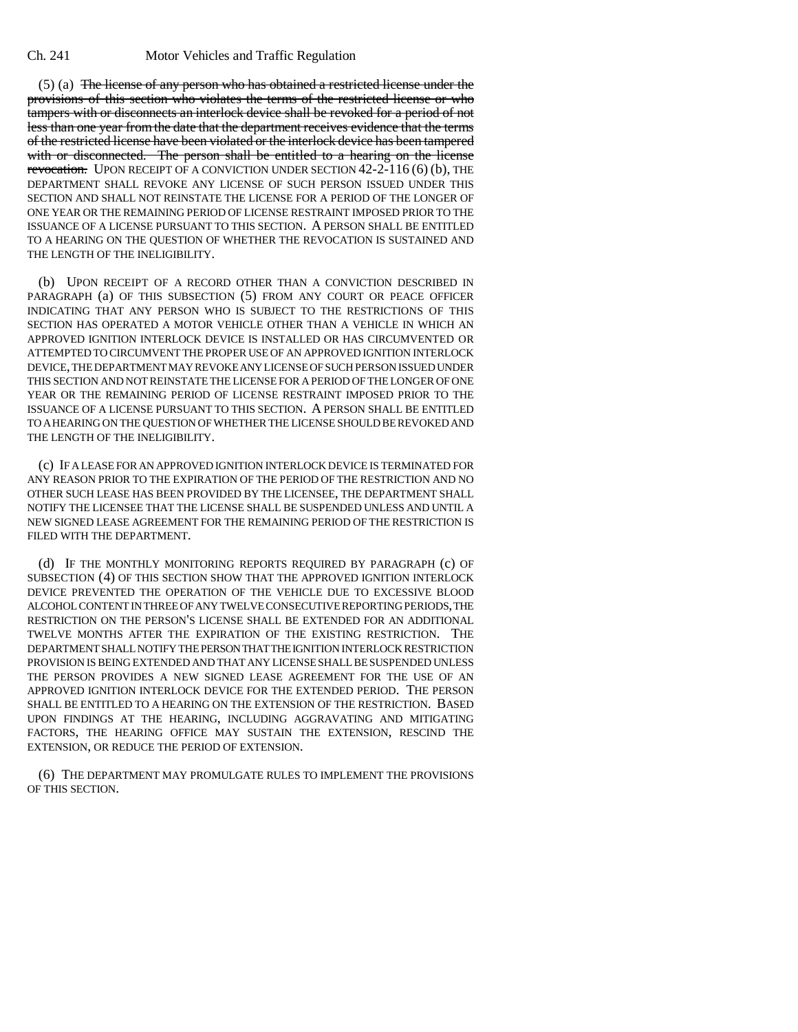(5) (a) ~~The license of any person who has obtained a restricted license under the provisions of this section who violates the terms of the restricted license or who tampers with or disconnects an interlock device shall be revoked for a period of not less than one year from the date that the department receives evidence that the terms of the restricted license have been violated or the interlock device has been tampered with or disconnected. The person shall be entitled to a hearing on the license revocation.~~ UPON RECEIPT OF A CONVICTION UNDER SECTION 42-2-116 (6) (b), THE DEPARTMENT SHALL REVOKE ANY LICENSE OF SUCH PERSON ISSUED UNDER THIS SECTION AND SHALL NOT REINSTATE THE LICENSE FOR A PERIOD OF THE LONGER OF ONE YEAR OR THE REMAINING PERIOD OF LICENSE RESTRAINT IMPOSED PRIOR TO THE ISSUANCE OF A LICENSE PURSUANT TO THIS SECTION. A PERSON SHALL BE ENTITLED TO A HEARING ON THE QUESTION OF WHETHER THE REVOCATION IS SUSTAINED AND THE LENGTH OF THE INELIGIBILITY.

(b) UPON RECEIPT OF A RECORD OTHER THAN A CONVICTION DESCRIBED IN PARAGRAPH (a) OF THIS SUBSECTION (5) FROM ANY COURT OR PEACE OFFICER INDICATING THAT ANY PERSON WHO IS SUBJECT TO THE RESTRICTIONS OF THIS SECTION HAS OPERATED A MOTOR VEHICLE OTHER THAN A VEHICLE IN WHICH AN APPROVED IGNITION INTERLOCK DEVICE IS INSTALLED OR HAS CIRCUMVENTED OR ATTEMPTED TO CIRCUMVENT THE PROPER USE OF AN APPROVED IGNITION INTERLOCK DEVICE, THE DEPARTMENT MAY REVOKE ANY LICENSE OF SUCH PERSON ISSUED UNDER THIS SECTION AND NOT REINSTATE THE LICENSE FOR A PERIOD OF THE LONGER OF ONE YEAR OR THE REMAINING PERIOD OF LICENSE RESTRAINT IMPOSED PRIOR TO THE ISSUANCE OF A LICENSE PURSUANT TO THIS SECTION. A PERSON SHALL BE ENTITLED TO A HEARING ON THE QUESTION OF WHETHER THE LICENSE SHOULD BE REVOKED AND THE LENGTH OF THE INELIGIBILITY.

(c) IF A LEASE FOR AN APPROVED IGNITION INTERLOCK DEVICE IS TERMINATED FOR ANY REASON PRIOR TO THE EXPIRATION OF THE PERIOD OF THE RESTRICTION AND NO OTHER SUCH LEASE HAS BEEN PROVIDED BY THE LICENSEE, THE DEPARTMENT SHALL NOTIFY THE LICENSEE THAT THE LICENSE SHALL BE SUSPENDED UNLESS AND UNTIL A NEW SIGNED LEASE AGREEMENT FOR THE REMAINING PERIOD OF THE RESTRICTION IS FILED WITH THE DEPARTMENT.

(d) IF THE MONTHLY MONITORING REPORTS REQUIRED BY PARAGRAPH (c) OF SUBSECTION (4) OF THIS SECTION SHOW THAT THE APPROVED IGNITION INTERLOCK DEVICE PREVENTED THE OPERATION OF THE VEHICLE DUE TO EXCESSIVE BLOOD ALCOHOL CONTENT IN THREE OF ANY TWELVE CONSECUTIVE REPORTING PERIODS, THE RESTRICTION ON THE PERSON'S LICENSE SHALL BE EXTENDED FOR AN ADDITIONAL TWELVE MONTHS AFTER THE EXPIRATION OF THE EXISTING RESTRICTION. THE DEPARTMENT SHALL NOTIFY THE PERSON THAT THE IGNITION INTERLOCK RESTRICTION PROVISION IS BEING EXTENDED AND THAT ANY LICENSE SHALL BE SUSPENDED UNLESS THE PERSON PROVIDES A NEW SIGNED LEASE AGREEMENT FOR THE USE OF AN APPROVED IGNITION INTERLOCK DEVICE FOR THE EXTENDED PERIOD. THE PERSON SHALL BE ENTITLED TO A HEARING ON THE EXTENSION OF THE RESTRICTION. BASED UPON FINDINGS AT THE HEARING, INCLUDING AGGRAVATING AND MITIGATING FACTORS, THE HEARING OFFICE MAY SUSTAIN THE EXTENSION, RESCIND THE EXTENSION, OR REDUCE THE PERIOD OF EXTENSION.

(6) THE DEPARTMENT MAY PROMULGATE RULES TO IMPLEMENT THE PROVISIONS OF THIS SECTION.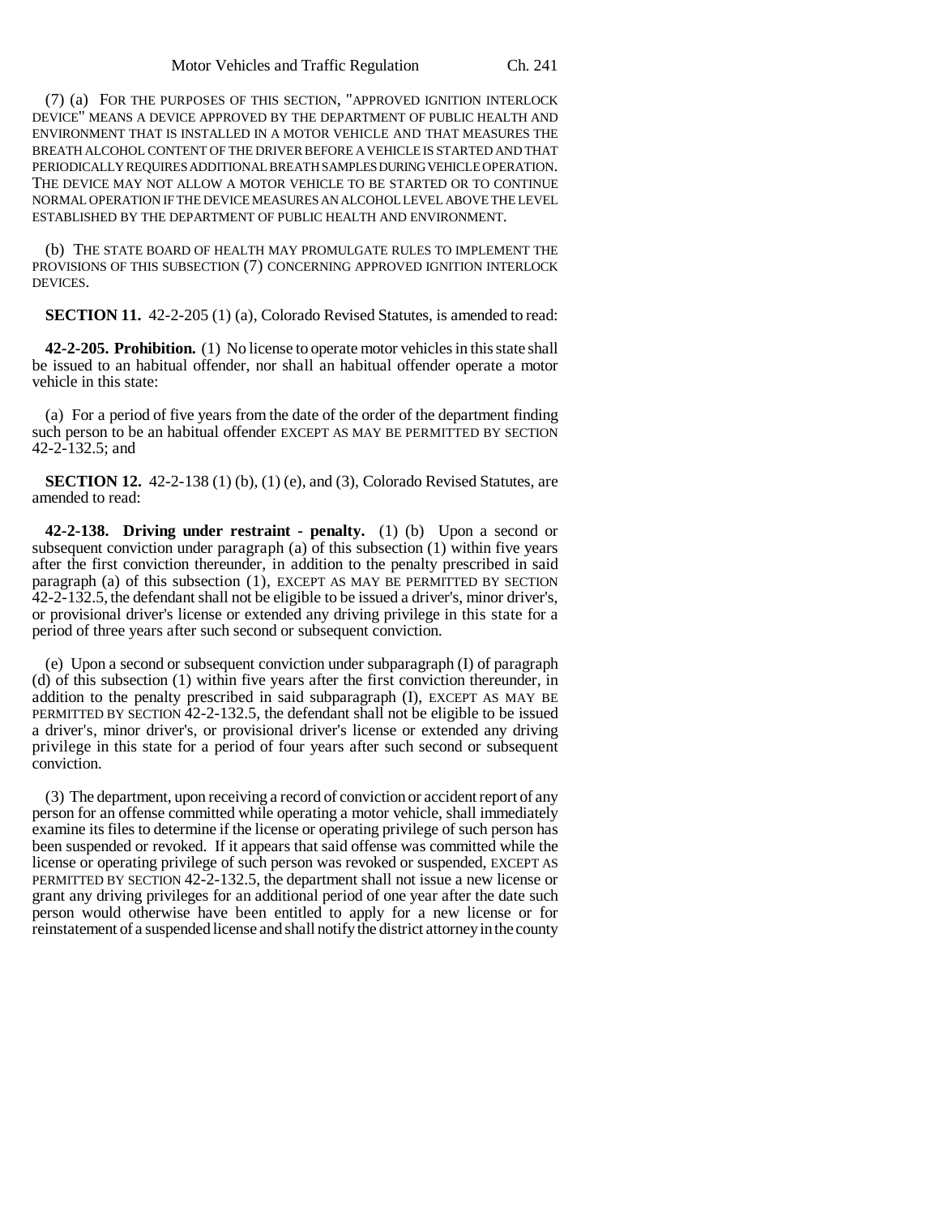(7) (a) FOR THE PURPOSES OF THIS SECTION, "APPROVED IGNITION INTERLOCK DEVICE" MEANS A DEVICE APPROVED BY THE DEPARTMENT OF PUBLIC HEALTH AND ENVIRONMENT THAT IS INSTALLED IN A MOTOR VEHICLE AND THAT MEASURES THE BREATH ALCOHOL CONTENT OF THE DRIVER BEFORE A VEHICLE IS STARTED AND THAT PERIODICALLY REQUIRES ADDITIONAL BREATH SAMPLES DURING VEHICLE OPERATION. THE DEVICE MAY NOT ALLOW A MOTOR VEHICLE TO BE STARTED OR TO CONTINUE NORMAL OPERATION IF THE DEVICE MEASURES AN ALCOHOL LEVEL ABOVE THE LEVEL ESTABLISHED BY THE DEPARTMENT OF PUBLIC HEALTH AND ENVIRONMENT.

(b) THE STATE BOARD OF HEALTH MAY PROMULGATE RULES TO IMPLEMENT THE PROVISIONS OF THIS SUBSECTION (7) CONCERNING APPROVED IGNITION INTERLOCK DEVICES.

**SECTION 11.** 42-2-205 (1) (a), Colorado Revised Statutes, is amended to read:

**42-2-205. Prohibition.** (1) No license to operate motor vehicles in this state shall be issued to an habitual offender, nor shall an habitual offender operate a motor vehicle in this state:

(a) For a period of five years from the date of the order of the department finding such person to be an habitual offender EXCEPT AS MAY BE PERMITTED BY SECTION 42-2-132.5; and

**SECTION 12.** 42-2-138 (1) (b), (1) (e), and (3), Colorado Revised Statutes, are amended to read:

**42-2-138. Driving under restraint - penalty.** (1) (b) Upon a second or subsequent conviction under paragraph (a) of this subsection (1) within five years after the first conviction thereunder, in addition to the penalty prescribed in said paragraph (a) of this subsection (1), EXCEPT AS MAY BE PERMITTED BY SECTION 42-2-132.5, the defendant shall not be eligible to be issued a driver's, minor driver's, or provisional driver's license or extended any driving privilege in this state for a period of three years after such second or subsequent conviction.

(e) Upon a second or subsequent conviction under subparagraph (I) of paragraph (d) of this subsection (1) within five years after the first conviction thereunder, in addition to the penalty prescribed in said subparagraph (I), EXCEPT AS MAY BE PERMITTED BY SECTION 42-2-132.5, the defendant shall not be eligible to be issued a driver's, minor driver's, or provisional driver's license or extended any driving privilege in this state for a period of four years after such second or subsequent conviction.

(3) The department, upon receiving a record of conviction or accident report of any person for an offense committed while operating a motor vehicle, shall immediately examine its files to determine if the license or operating privilege of such person has been suspended or revoked. If it appears that said offense was committed while the license or operating privilege of such person was revoked or suspended, EXCEPT AS PERMITTED BY SECTION 42-2-132.5, the department shall not issue a new license or grant any driving privileges for an additional period of one year after the date such person would otherwise have been entitled to apply for a new license or for reinstatement of a suspended license and shall notify the district attorney in the county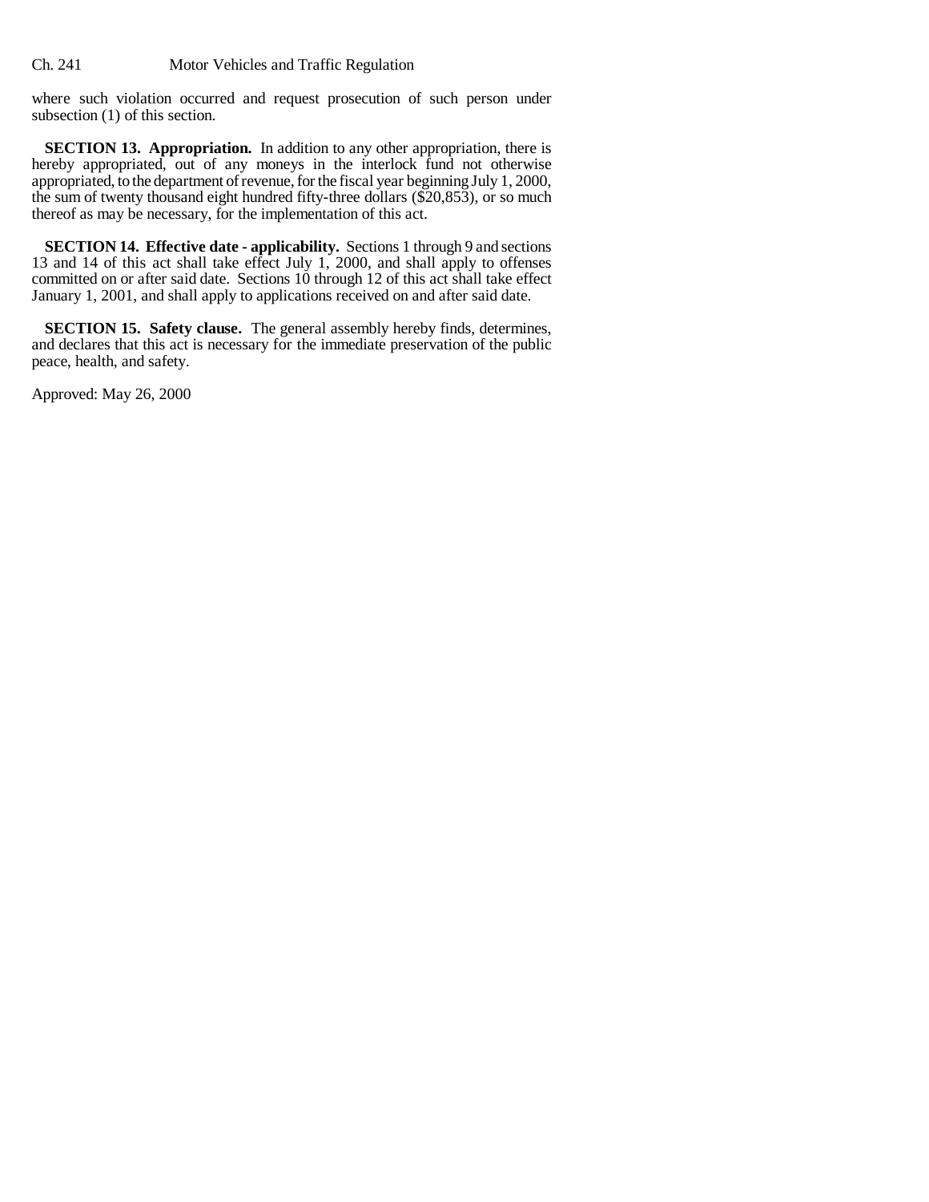where such violation occurred and request prosecution of such person under subsection (1) of this section.

**SECTION 13. Appropriation.** In addition to any other appropriation, there is hereby appropriated, out of any moneys in the interlock fund not otherwise appropriated, to the department of revenue, for the fiscal year beginning July 1, 2000, the sum of twenty thousand eight hundred fifty-three dollars ($20,853), or so much thereof as may be necessary, for the implementation of this act.

**SECTION 14. Effective date - applicability.** Sections 1 through 9 and sections 13 and 14 of this act shall take effect July 1, 2000, and shall apply to offenses committed on or after said date. Sections 10 through 12 of this act shall take effect January 1, 2001, and shall apply to applications received on and after said date.

**SECTION 15. Safety clause.** The general assembly hereby finds, determines, and declares that this act is necessary for the immediate preservation of the public peace, health, and safety.

Approved: May 26, 2000